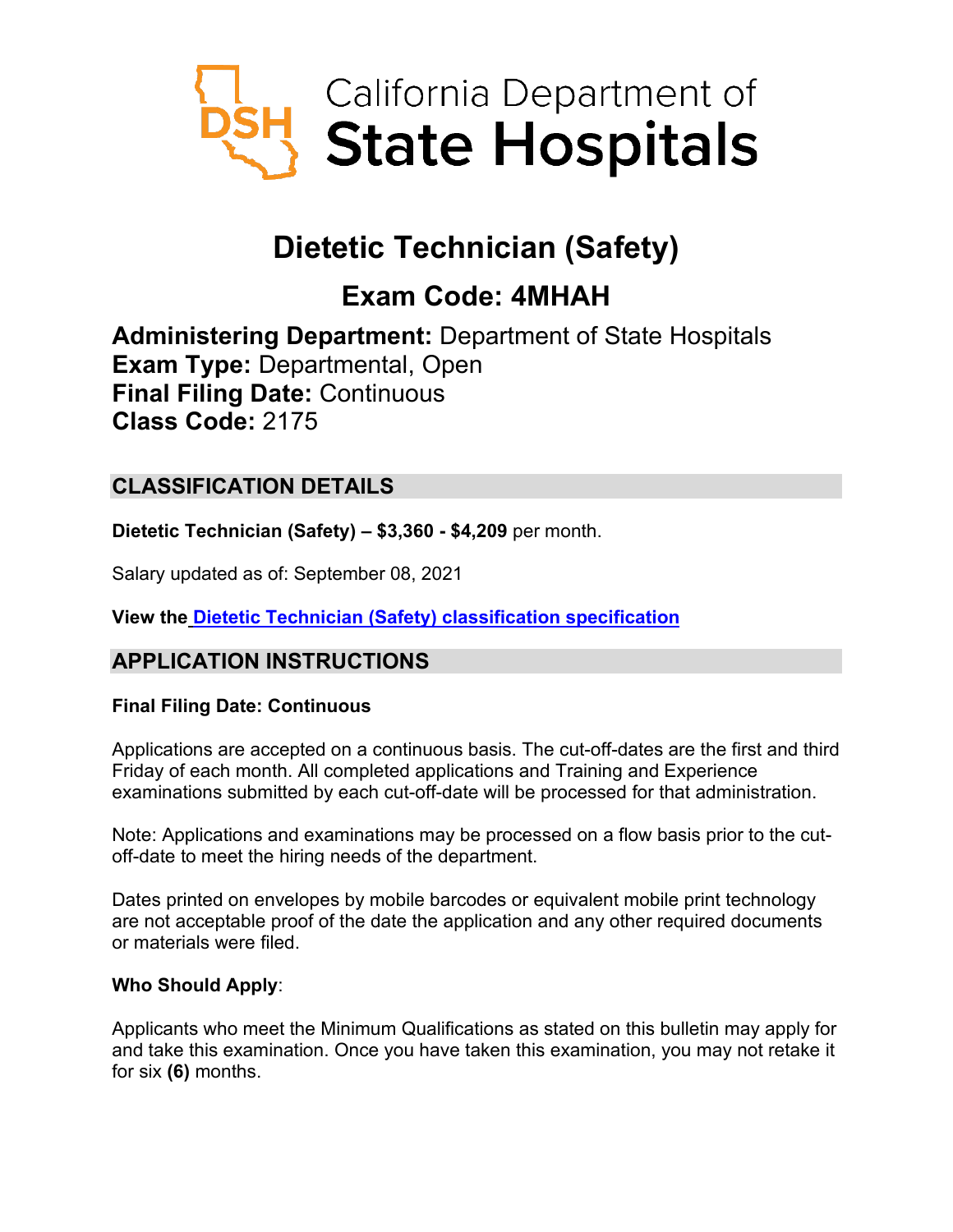California Department of State Hospitals

# Dietetic Technician (Safety)

## Exam Code: 4MHAH

**Administering Department:** Department of State Hospitals
**Exam Type:** Departmental, Open
**Final Filing Date:** Continuous
**Class Code:** 2175

## CLASSIFICATION DETAILS

**Dietetic Technician (Safety) – $3,360 - $4,209** per month.

Salary updated as of: September 08, 2021

**View the [Dietetic Technician (Safety) classification specification]()**

## APPLICATION INSTRUCTIONS

**Final Filing Date: Continuous**

Applications are accepted on a continuous basis. The cut-off-dates are the first and third Friday of each month. All completed applications and Training and Experience examinations submitted by each cut-off-date will be processed for that administration.

Note: Applications and examinations may be processed on a flow basis prior to the cut-off-date to meet the hiring needs of the department.

Dates printed on envelopes by mobile barcodes or equivalent mobile print technology are not acceptable proof of the date the application and any other required documents or materials were filed.

**Who Should Apply**:

Applicants who meet the Minimum Qualifications as stated on this bulletin may apply for and take this examination. Once you have taken this examination, you may not retake it for six **(6)** months.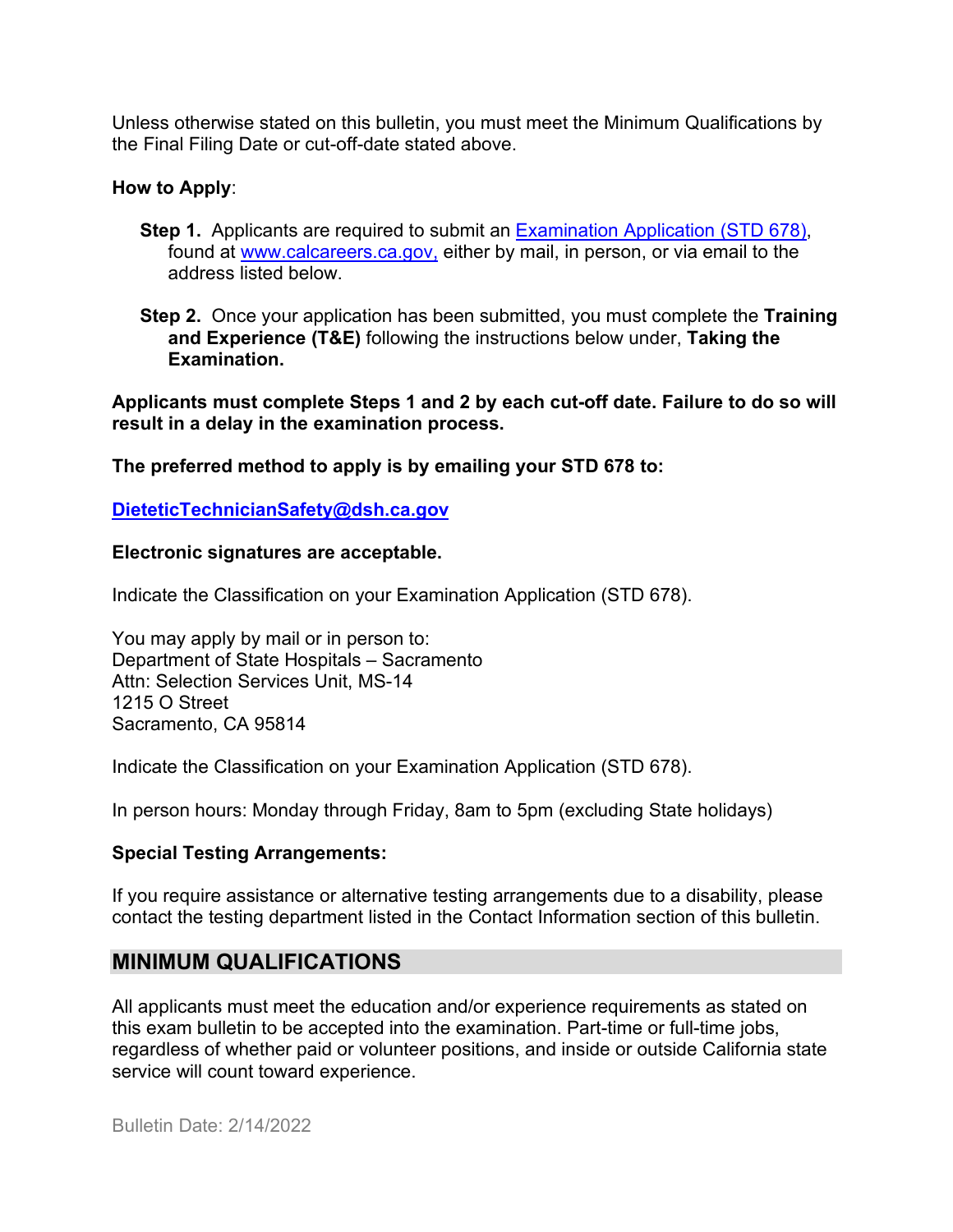Unless otherwise stated on this bulletin, you must meet the Minimum Qualifications by the Final Filing Date or cut-off-date stated above.

**How to Apply**:

**Step 1.** Applicants are required to submit an [Examination Application (STD 678)](), found at [www.calcareers.ca.gov,]() either by mail, in person, or via email to the address listed below.

**Step 2.** Once your application has been submitted, you must complete the **Training and Experience (T&E)** following the instructions below under, **Taking the Examination.**

**Applicants must complete Steps 1 and 2 by each cut-off date. Failure to do so will result in a delay in the examination process.**

**The preferred method to apply is by emailing your STD 678 to:**

**[DieteticTechnicianSafety@dsh.ca.gov]()**

**Electronic signatures are acceptable.**

Indicate the Classification on your Examination Application (STD 678).

You may apply by mail or in person to:
Department of State Hospitals – Sacramento
Attn: Selection Services Unit, MS-14
1215 O Street
Sacramento, CA 95814

Indicate the Classification on your Examination Application (STD 678).

In person hours: Monday through Friday, 8am to 5pm (excluding State holidays)

**Special Testing Arrangements:**

If you require assistance or alternative testing arrangements due to a disability, please contact the testing department listed in the Contact Information section of this bulletin.

## MINIMUM QUALIFICATIONS

All applicants must meet the education and/or experience requirements as stated on this exam bulletin to be accepted into the examination. Part-time or full-time jobs, regardless of whether paid or volunteer positions, and inside or outside California state service will count toward experience.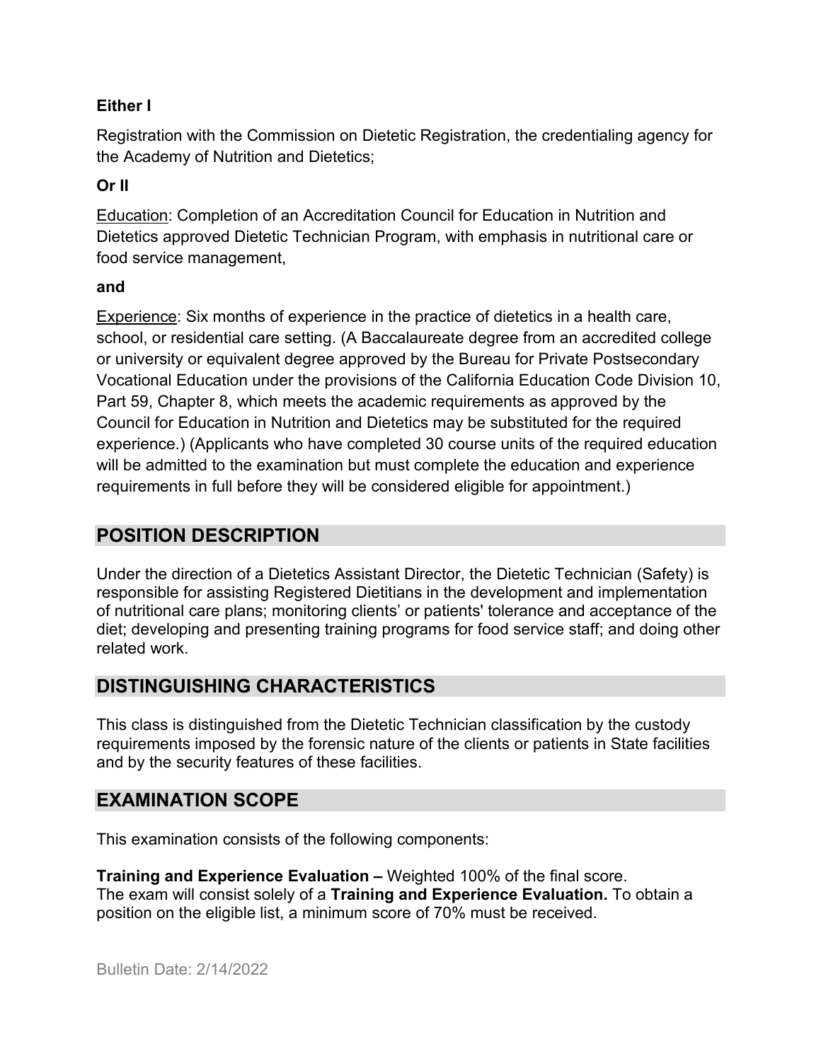**Either I**

Registration with the Commission on Dietetic Registration, the credentialing agency for the Academy of Nutrition and Dietetics;

**Or II**

Education: Completion of an Accreditation Council for Education in Nutrition and Dietetics approved Dietetic Technician Program, with emphasis in nutritional care or food service management,

**and**

Experience: Six months of experience in the practice of dietetics in a health care, school, or residential care setting. (A Baccalaureate degree from an accredited college or university or equivalent degree approved by the Bureau for Private Postsecondary Vocational Education under the provisions of the California Education Code Division 10, Part 59, Chapter 8, which meets the academic requirements as approved by the Council for Education in Nutrition and Dietetics may be substituted for the required experience.) (Applicants who have completed 30 course units of the required education will be admitted to the examination but must complete the education and experience requirements in full before they will be considered eligible for appointment.)

## POSITION DESCRIPTION

Under the direction of a Dietetics Assistant Director, the Dietetic Technician (Safety) is responsible for assisting Registered Dietitians in the development and implementation of nutritional care plans; monitoring clients' or patients' tolerance and acceptance of the diet; developing and presenting training programs for food service staff; and doing other related work.

## DISTINGUISHING CHARACTERISTICS

This class is distinguished from the Dietetic Technician classification by the custody requirements imposed by the forensic nature of the clients or patients in State facilities and by the security features of these facilities.

## EXAMINATION SCOPE

This examination consists of the following components:

**Training and Experience Evaluation –** Weighted 100% of the final score.
The exam will consist solely of a **Training and Experience Evaluation.** To obtain a position on the eligible list, a minimum score of 70% must be received.

Bulletin Date: 2/14/2022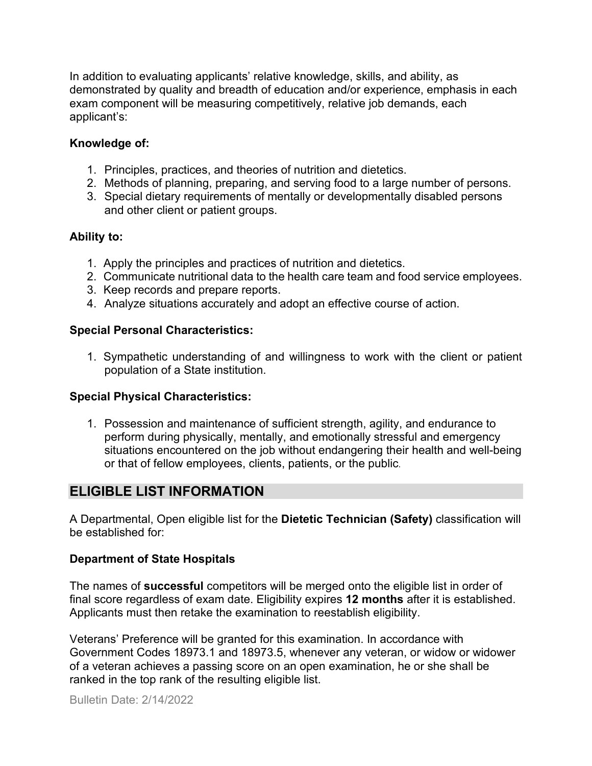In addition to evaluating applicants' relative knowledge, skills, and ability, as demonstrated by quality and breadth of education and/or experience, emphasis in each exam component will be measuring competitively, relative job demands, each applicant's:

**Knowledge of:**

1. Principles, practices, and theories of nutrition and dietetics.
2. Methods of planning, preparing, and serving food to a large number of persons.
3. Special dietary requirements of mentally or developmentally disabled persons and other client or patient groups.

**Ability to:**

1. Apply the principles and practices of nutrition and dietetics.
2. Communicate nutritional data to the health care team and food service employees.
3. Keep records and prepare reports.
4. Analyze situations accurately and adopt an effective course of action.

**Special Personal Characteristics:**

1. Sympathetic understanding of and willingness to work with the client or patient population of a State institution.

**Special Physical Characteristics:**

1. Possession and maintenance of sufficient strength, agility, and endurance to perform during physically, mentally, and emotionally stressful and emergency situations encountered on the job without endangering their health and well-being or that of fellow employees, clients, patients, or the public.

## ELIGIBLE LIST INFORMATION

A Departmental, Open eligible list for the **Dietetic Technician (Safety)** classification will be established for:

**Department of State Hospitals**

The names of **successful** competitors will be merged onto the eligible list in order of final score regardless of exam date. Eligibility expires **12 months** after it is established. Applicants must then retake the examination to reestablish eligibility.

Veterans' Preference will be granted for this examination. In accordance with Government Codes 18973.1 and 18973.5, whenever any veteran, or widow or widower of a veteran achieves a passing score on an open examination, he or she shall be ranked in the top rank of the resulting eligible list.

Bulletin Date: 2/14/2022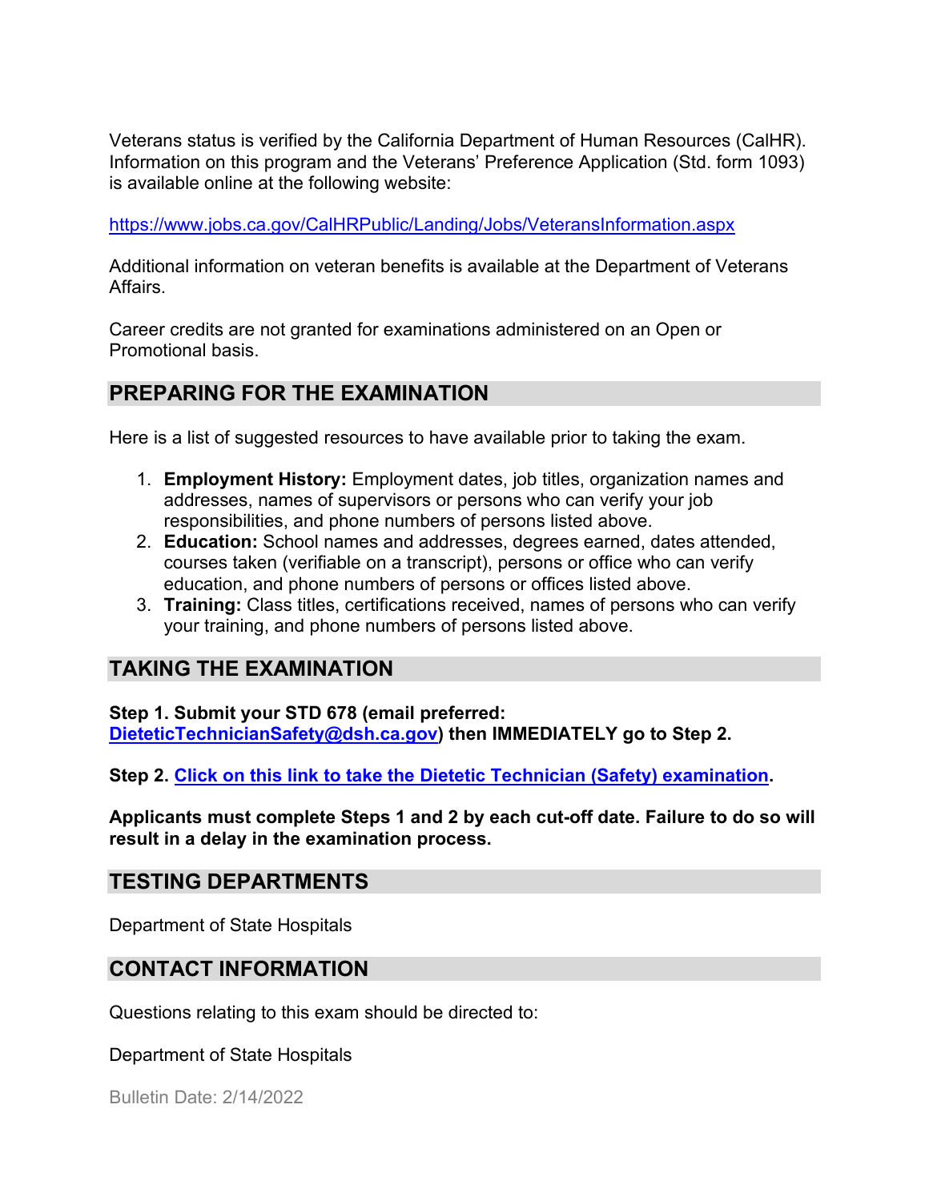Veterans status is verified by the California Department of Human Resources (CalHR). Information on this program and the Veterans' Preference Application (Std. form 1093) is available online at the following website:

https://www.jobs.ca.gov/CalHRPublic/Landing/Jobs/VeteransInformation.aspx

Additional information on veteran benefits is available at the Department of Veterans Affairs.

Career credits are not granted for examinations administered on an Open or Promotional basis.

## PREPARING FOR THE EXAMINATION

Here is a list of suggested resources to have available prior to taking the exam.

1. **Employment History:** Employment dates, job titles, organization names and addresses, names of supervisors or persons who can verify your job responsibilities, and phone numbers of persons listed above.
2. **Education:** School names and addresses, degrees earned, dates attended, courses taken (verifiable on a transcript), persons or office who can verify education, and phone numbers of persons or offices listed above.
3. **Training:** Class titles, certifications received, names of persons who can verify your training, and phone numbers of persons listed above.

## TAKING THE EXAMINATION

**Step 1. Submit your STD 678 (email preferred: DieteticTechnicianSafety@dsh.ca.gov) then IMMEDIATELY go to Step 2.**

**Step 2. Click on this link to take the Dietetic Technician (Safety) examination.**

**Applicants must complete Steps 1 and 2 by each cut-off date. Failure to do so will result in a delay in the examination process.**

## TESTING DEPARTMENTS

Department of State Hospitals

## CONTACT INFORMATION

Questions relating to this exam should be directed to:

Department of State Hospitals

Bulletin Date: 2/14/2022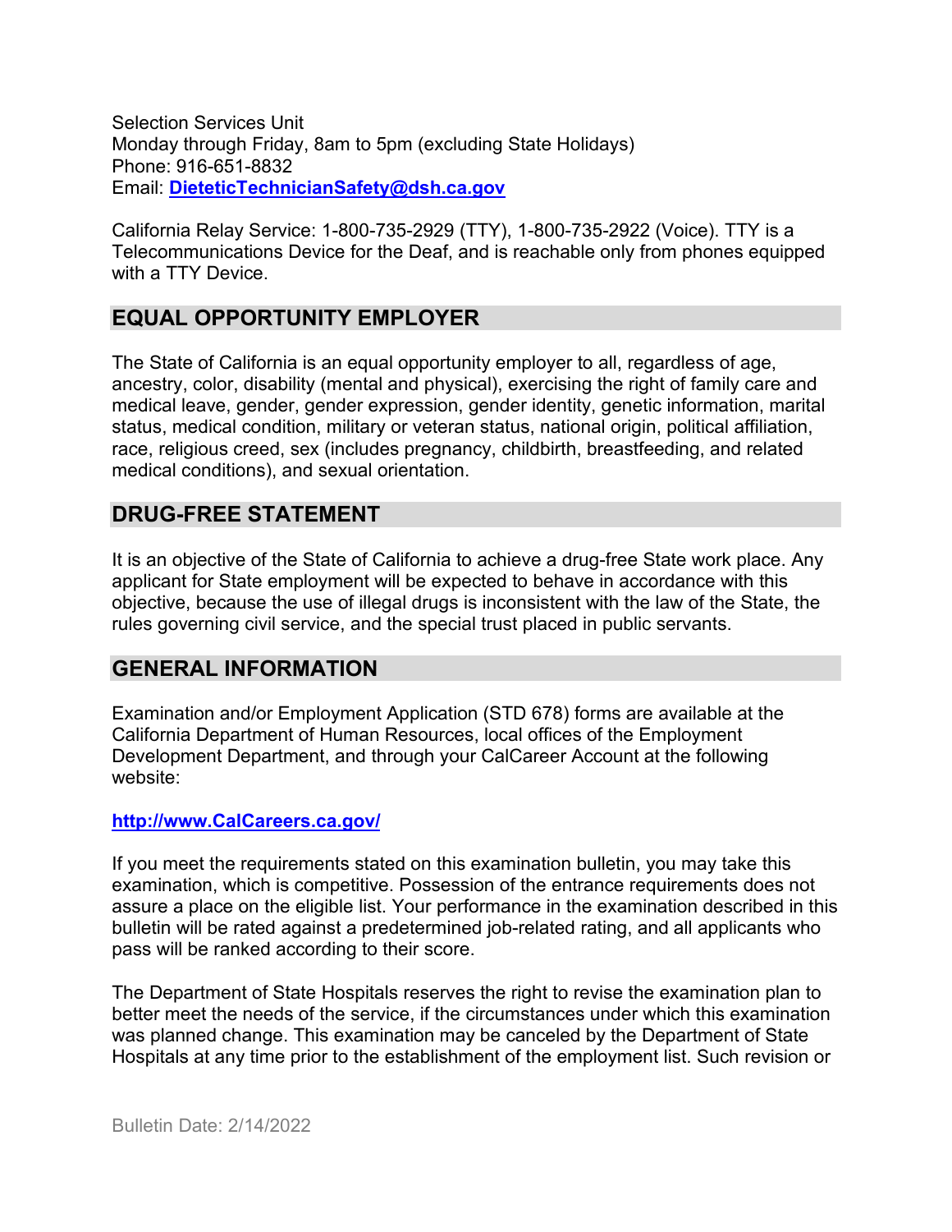Selection Services Unit
Monday through Friday, 8am to 5pm (excluding State Holidays)
Phone: 916-651-8832
Email: **[DieteticTechnicianSafety@dsh.ca.gov](mailto:DieteticTechnicianSafety@dsh.ca.gov)**

California Relay Service: 1-800-735-2929 (TTY), 1-800-735-2922 (Voice). TTY is a Telecommunications Device for the Deaf, and is reachable only from phones equipped with a TTY Device.

## EQUAL OPPORTUNITY EMPLOYER

The State of California is an equal opportunity employer to all, regardless of age, ancestry, color, disability (mental and physical), exercising the right of family care and medical leave, gender, gender expression, gender identity, genetic information, marital status, medical condition, military or veteran status, national origin, political affiliation, race, religious creed, sex (includes pregnancy, childbirth, breastfeeding, and related medical conditions), and sexual orientation.

## DRUG-FREE STATEMENT

It is an objective of the State of California to achieve a drug-free State work place. Any applicant for State employment will be expected to behave in accordance with this objective, because the use of illegal drugs is inconsistent with the law of the State, the rules governing civil service, and the special trust placed in public servants.

## GENERAL INFORMATION

Examination and/or Employment Application (STD 678) forms are available at the California Department of Human Resources, local offices of the Employment Development Department, and through your CalCareer Account at the following website:

**[http://www.CalCareers.ca.gov/](http://www.CalCareers.ca.gov/)**

If you meet the requirements stated on this examination bulletin, you may take this examination, which is competitive. Possession of the entrance requirements does not assure a place on the eligible list. Your performance in the examination described in this bulletin will be rated against a predetermined job-related rating, and all applicants who pass will be ranked according to their score.

The Department of State Hospitals reserves the right to revise the examination plan to better meet the needs of the service, if the circumstances under which this examination was planned change. This examination may be canceled by the Department of State Hospitals at any time prior to the establishment of the employment list. Such revision or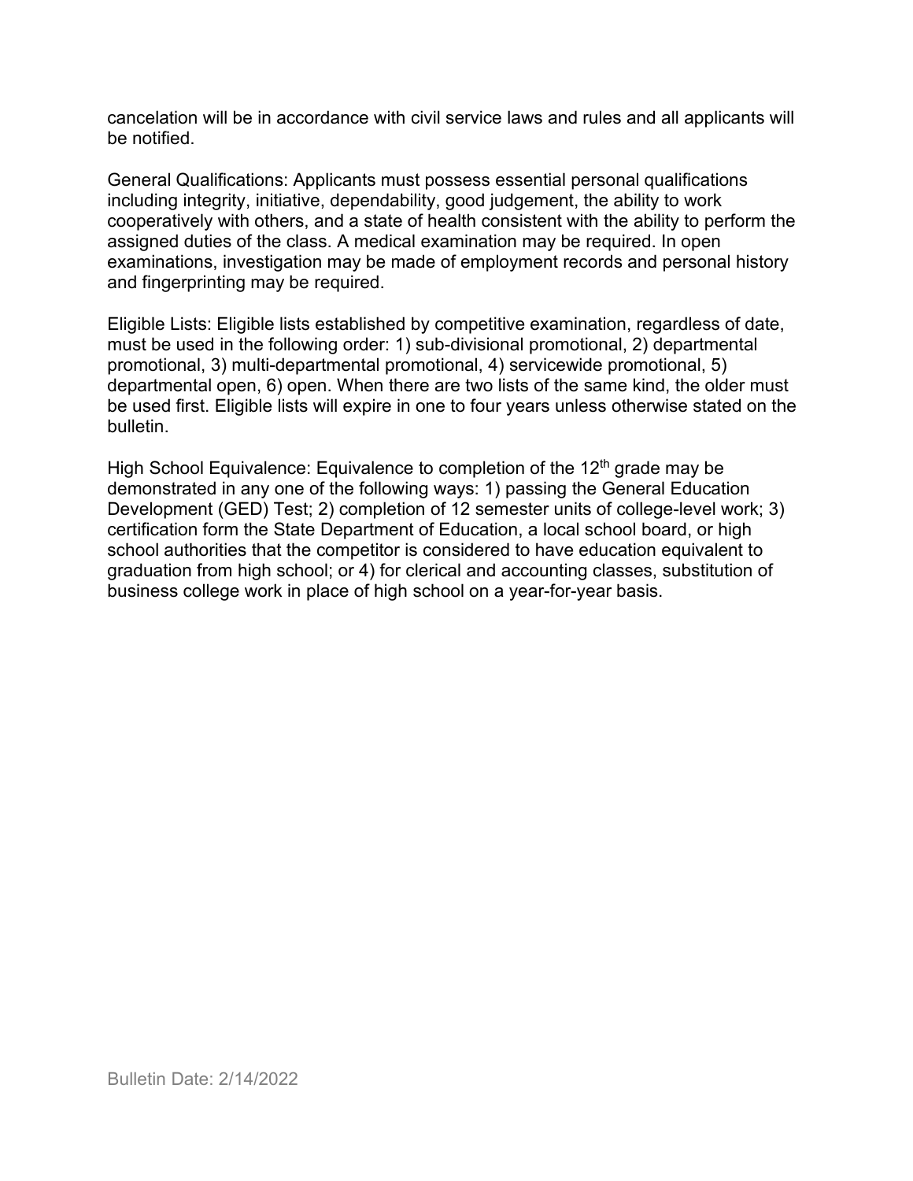cancelation will be in accordance with civil service laws and rules and all applicants will be notified.

General Qualifications: Applicants must possess essential personal qualifications including integrity, initiative, dependability, good judgement, the ability to work cooperatively with others, and a state of health consistent with the ability to perform the assigned duties of the class. A medical examination may be required. In open examinations, investigation may be made of employment records and personal history and fingerprinting may be required.

Eligible Lists: Eligible lists established by competitive examination, regardless of date, must be used in the following order: 1) sub-divisional promotional, 2) departmental promotional, 3) multi-departmental promotional, 4) servicewide promotional, 5) departmental open, 6) open. When there are two lists of the same kind, the older must be used first. Eligible lists will expire in one to four years unless otherwise stated on the bulletin.

High School Equivalence: Equivalence to completion of the 12th grade may be demonstrated in any one of the following ways: 1) passing the General Education Development (GED) Test; 2) completion of 12 semester units of college-level work; 3) certification form the State Department of Education, a local school board, or high school authorities that the competitor is considered to have education equivalent to graduation from high school; or 4) for clerical and accounting classes, substitution of business college work in place of high school on a year-for-year basis.

Bulletin Date: 2/14/2022